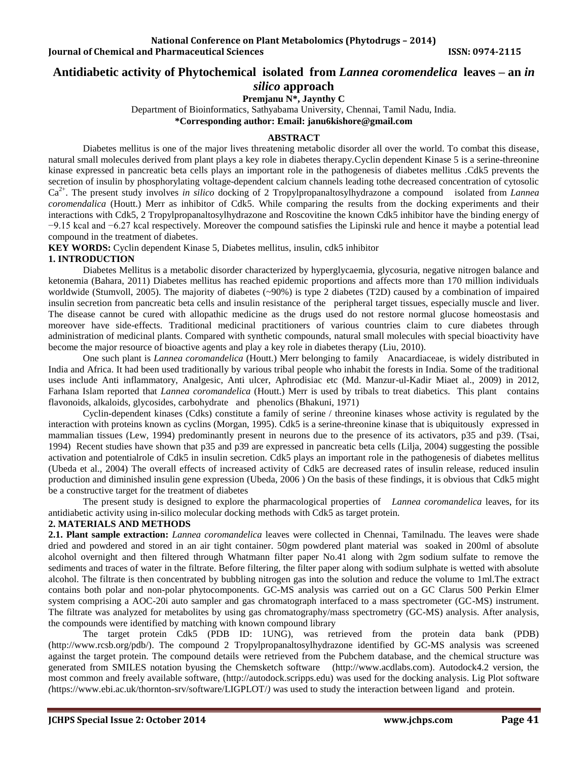# Antidiabetic activity of Phytochemical isolated from *Lannea coromendelica* leaves – an *in silico* approach

**Premjanu N\*, Jaynthy C**

Department of Bioinformatics, Sathyabama University, Chennai, Tamil Nadu, India.

**\*Corresponding author: Email: janu6kishore@gmail.com**

## ABSTRACT

Diabetes mellitus is one of the major lives threatening metabolic disorder all over the world. To combat this disease, natural small molecules derived from plant plays a key role in diabetes therapy.Cyclin dependent Kinase 5 is a serine-threonine kinase expressed in pancreatic beta cells plays an important role in the pathogenesis of diabetes mellitus .Cdk5 prevents the secretion of insulin by phosphorylating voltage-dependent calcium channels leading tothe decreased concentration of cytosolic $Ca^{2+}$. The present study involves *in silico* docking of 2 Tropylpropanaltosylhydrazone a compound isolated from *Lannea coromendalica* (Houtt.) Merr as inhibitor of Cdk5. While comparing the results from the docking experiments and their interactions with Cdk5, 2 Tropylpropanaltosylhydrazone and Roscovitine the known Cdk5 inhibitor have the binding energy of −9.15 kcal and −6.27 kcal respectively. Moreover the compound satisfies the Lipinski rule and hence it maybe a potential lead compound in the treatment of diabetes.

**KEY WORDS:** Cyclin dependent Kinase 5, Diabetes mellitus, insulin, cdk5 inhibitor

## 1. INTRODUCTION

Diabetes Mellitus is a metabolic disorder characterized by hyperglycaemia, glycosuria, negative nitrogen balance and ketonemia (Bahara, 2011) Diabetes mellitus has reached epidemic proportions and affects more than 170 million individuals worldwide (Stumvoll, 2005). The majority of diabetes (~90%) is type 2 diabetes (T2D) caused by a combination of impaired insulin secretion from pancreatic beta cells and insulin resistance of the peripheral target tissues, especially muscle and liver. The disease cannot be cured with allopathic medicine as the drugs used do not restore normal glucose homeostasis and moreover have side-effects. Traditional medicinal practitioners of various countries claim to cure diabetes through administration of medicinal plants. Compared with synthetic compounds, natural small molecules with special bioactivity have become the major resource of bioactive agents and play a key role in diabetes therapy (Liu, 2010).

One such plant is *Lannea coromandelica* (Houtt.) Merr belonging to family Anacardiaceae, is widely distributed in India and Africa. It had been used traditionally by various tribal people who inhabit the forests in India. Some of the traditional uses include Anti inflammatory, Analgesic, Anti ulcer, Aphrodisiac etc (Md. Manzur-ul-Kadir Miaet al., 2009) in 2012, Farhana Islam reported that *Lannea coromandelica* (Houtt.) Merr is used by tribals to treat diabetics. This plant contains flavonoids, alkaloids, glycosides, carbohydrate and phenolics (Bhakuni, 1971)

Cyclin-dependent kinases (Cdks) constitute a family of serine / threonine kinases whose activity is regulated by the interaction with proteins known as cyclins (Morgan, 1995). Cdk5 is a serine-threonine kinase that is ubiquitously expressed in mammalian tissues (Lew, 1994) predominantly present in neurons due to the presence of its activators, p35 and p39. (Tsai, 1994) Recent studies have shown that p35 and p39 are expressed in pancreatic beta cells (Lilja, 2004) suggesting the possible activation and potentialrole of Cdk5 in insulin secretion. Cdk5 plays an important role in the pathogenesis of diabetes mellitus (Ubeda et al., 2004) The overall effects of increased activity of Cdk5 are decreased rates of insulin release, reduced insulin production and diminished insulin gene expression (Ubeda, 2006 ) On the basis of these findings, it is obvious that Cdk5 might be a constructive target for the treatment of diabetes

The present study is designed to explore the pharmacological properties of *Lannea coromandelica* leaves, for its antidiabetic activity using in-silico molecular docking methods with Cdk5 as target protein.

## 2. MATERIALS AND METHODS

**2.1. Plant sample extraction:** *Lannea coromandelica* leaves were collected in Chennai, Tamilnadu. The leaves were shade dried and powdered and stored in an air tight container. 50gm powdered plant material was soaked in 200ml of absolute alcohol overnight and then filtered through Whatmann filter paper No.41 along with 2gm sodium sulfate to remove the sediments and traces of water in the filtrate. Before filtering, the filter paper along with sodium sulphate is wetted with absolute alcohol. The filtrate is then concentrated by bubbling nitrogen gas into the solution and reduce the volume to 1ml.The extract contains both polar and non-polar phytocomponents. GC-MS analysis was carried out on a GC Clarus 500 Perkin Elmer system comprising a AOC-20i auto sampler and gas chromatograph interfaced to a mass spectrometer (GC-MS) instrument. The filtrate was analyzed for metabolites by using gas chromatography/mass spectrometry (GC-MS) analysis. After analysis, the compounds were identified by matching with known compound library

The target protein Cdk5 (PDB ID: 1UNG), was retrieved from the protein data bank (PDB) (http://www.rcsb.org/pdb/). The compound 2 Tropylpropanaltosylhydrazone identified by GC-MS analysis was screened against the target protein. The compound details were retrieved from the Pubchem database, and the chemical structure was generated from SMILES notation byusing the Chemsketch software (http://www.acdlabs.com). Autodock4.2 version, the most common and freely available software, (http://autodock.scripps.edu) was used for the docking analysis. Lig Plot software (https://www.ebi.ac.uk/thornton-srv/software/LIGPLOT/) was used to study the interaction between ligand and protein.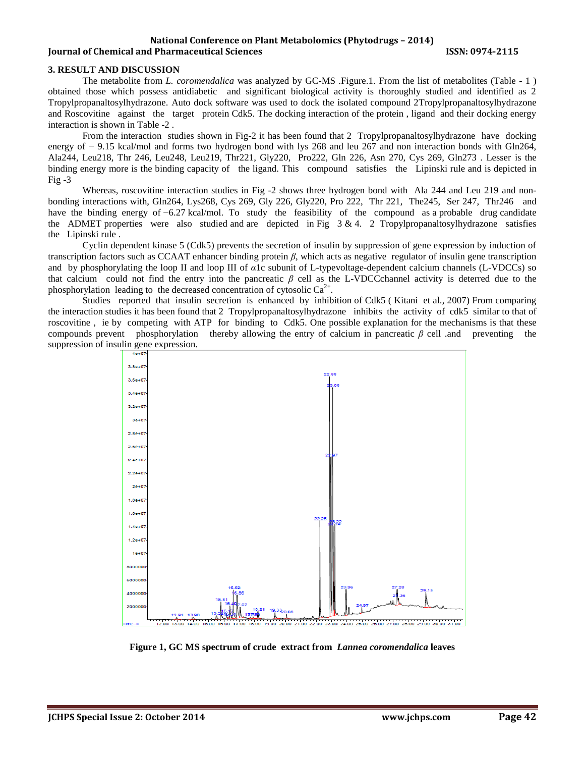## 3. RESULT AND DISCUSSION

The metabolite from *L. coromendalica* was analyzed by GC-MS .Figure.1. From the list of metabolites (Table - 1 ) obtained those which possess antidiabetic and significant biological activity is thoroughly studied and identified as 2 Tropylpropanaltosylhydrazone. Auto dock software was used to dock the isolated compound 2Tropylpropanaltosylhydrazone and Roscovitine against the target protein Cdk5. The docking interaction of the protein , ligand and their docking energy interaction is shown in Table -2 .

From the interaction studies shown in Fig-2 it has been found that 2 Tropylpropanaltosylhydrazone have docking energy of − 9.15 kcal/mol and forms two hydrogen bond with lys 268 and leu 267 and non interaction bonds with Gln264, Ala244, Leu218, Thr 246, Leu248, Leu219, Thr221, Gly220, Pro222, Gln 226, Asn 270, Cys 269, Gln273 . Lesser is the binding energy more is the binding capacity of the ligand. This compound satisfies the Lipinski rule and is depicted in Fig -3

Whereas, roscovitine interaction studies in Fig -2 shows three hydrogen bond with Ala 244 and Leu 219 and non-bonding interactions with, Gln264, Lys268, Cys 269, Gly 226, Gly220, Pro 222, Thr 221, The245, Ser 247, Thr246 and have the binding energy of −6.27 kcal/mol. To study the feasibility of the compound as a probable drug candidate the ADMET properties were also studied and are depicted in Fig 3 & 4. 2 Tropylpropanaltosylhydrazone satisfies the Lipinski rule .

Cyclin dependent kinase 5 (Cdk5) prevents the secretion of insulin by suppression of gene expression by induction of transcription factors such as CCAAT enhancer binding protein *β*, which acts as negative regulator of insulin gene transcription and by phosphorylating the loop II and loop III of *α*1c subunit of L-typevoltage-dependent calcium channels (L-VDCCs) so that calcium could not find the entry into the pancreatic *β* cell as the L-VDCCchannel activity is deterred due to the phosphorylation leading to the decreased concentration of cytosolic $Ca^{2+}$.

Studies reported that insulin secretion is enhanced by inhibition of Cdk5 ( Kitani et al., 2007) From comparing the interaction studies it has been found that 2 Tropylpropanaltosylhydrazone inhibits the activity of cdk5 similar to that of roscovitine , ie by competing with ATP for binding to Cdk5. One possible explanation for the mechanisms is that these compounds prevent phosphorylation thereby allowing the entry of calcium in pancreatic *β* cell .and preventing the suppression of insulin gene expression.

**Figure 1, GC MS spectrum of crude extract from *Lannea coromendalica* leaves**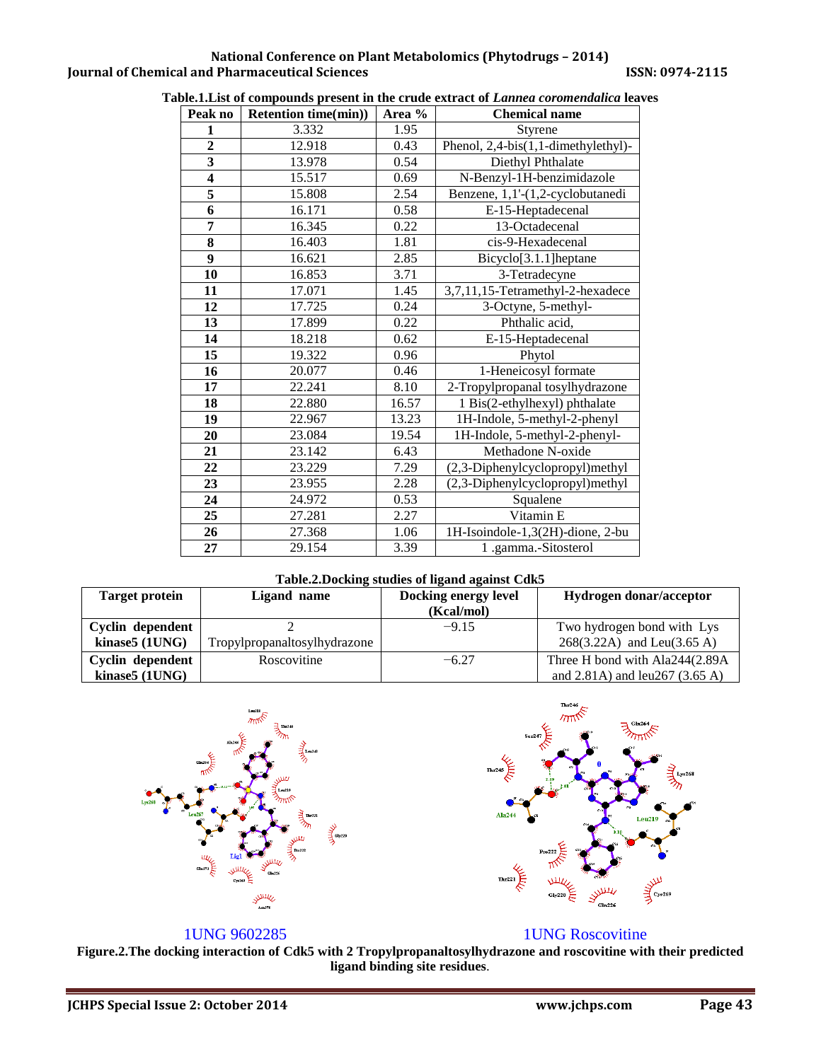**Table.1.List of compounds present in the crude extract of *Lannea coromendalica* leaves**

| Peak no | Retention time(min)) | Area % | Chemical name |
|---|---|---|---|
| **1** | 3.332 | 1.95 | Styrene |
| **2** | 12.918 | 0.43 | Phenol, 2,4-bis(1,1-dimethylethyl)- |
| **3** | 13.978 | 0.54 | Diethyl Phthalate |
| **4** | 15.517 | 0.69 | N-Benzyl-1H-benzimidazole |
| **5** | 15.808 | 2.54 | Benzene, 1,1'-(1,2-cyclobutanedi |
| **6** | 16.171 | 0.58 | E-15-Heptadecenal |
| **7** | 16.345 | 0.22 | 13-Octadecenal |
| **8** | 16.403 | 1.81 | cis-9-Hexadecenal |
| **9** | 16.621 | 2.85 | Bicyclo[3.1.1]heptane |
| **10** | 16.853 | 3.71 | 3-Tetradecyne |
| **11** | 17.071 | 1.45 | 3,7,11,15-Tetramethyl-2-hexadece |
| **12** | 17.725 | 0.24 | 3-Octyne, 5-methyl- |
| **13** | 17.899 | 0.22 | Phthalic acid, |
| **14** | 18.218 | 0.62 | E-15-Heptadecenal |
| **15** | 19.322 | 0.96 | Phytol |
| **16** | 20.077 | 0.46 | 1-Heneicosyl formate |
| **17** | 22.241 | 8.10 | 2-Tropylpropanal tosylhydrazone |
| **18** | 22.880 | 16.57 | 1 Bis(2-ethylhexyl) phthalate |
| **19** | 22.967 | 13.23 | 1H-Indole, 5-methyl-2-phenyl |
| **20** | 23.084 | 19.54 | 1H-Indole, 5-methyl-2-phenyl- |
| **21** | 23.142 | 6.43 | Methadone N-oxide |
| **22** | 23.229 | 7.29 | (2,3-Diphenylcyclopropyl)methyl |
| **23** | 23.955 | 2.28 | (2,3-Diphenylcyclopropyl)methyl |
| **24** | 24.972 | 0.53 | Squalene |
| **25** | 27.281 | 2.27 | Vitamin E |
| **26** | 27.368 | 1.06 | 1H-Isoindole-1,3(2H)-dione, 2-bu |
| **27** | 29.154 | 3.39 | 1 .gamma.-Sitosterol |

**Table.2.Docking studies of ligand against Cdk5**

| Target protein | Ligand name | Docking energy level (Kcal/mol) | Hydrogen donar/acceptor |
|---|---|---|---|
| **Cyclin dependent kinase5 (1UNG)** | 2 Tropylpropanaltosylhydrazone | −9.15 | Two hydrogen bond with Lys 268(3.22A) and Leu(3.65 A) |
| **Cyclin dependent kinase5 (1UNG)** | Roscovitine | −6.27 | Three H bond with Ala244(2.89A and 2.81A) and leu267 (3.65 A) |

1UNG 9602285

1UNG Roscovitine

**Figure.2.The docking interaction of Cdk5 with 2 Tropylpropanaltosylhydrazone and roscovitine with their predicted ligand binding site residues**.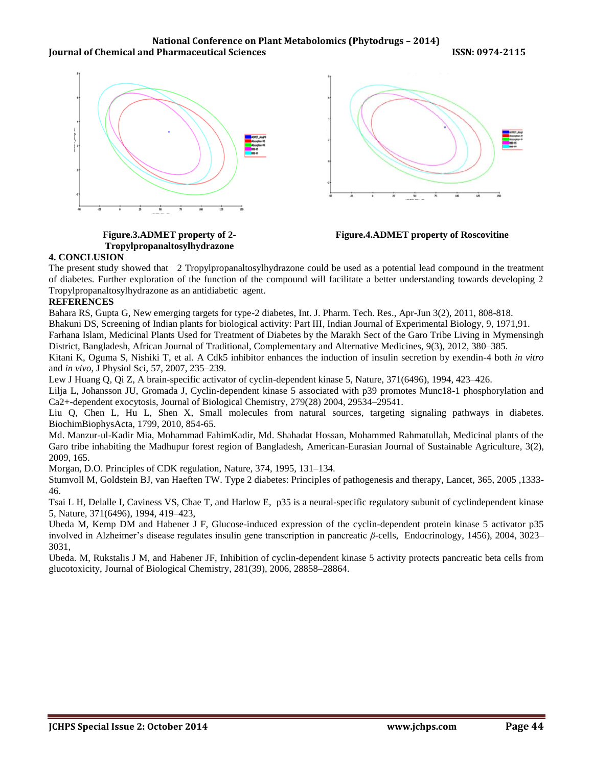Figure.3.ADMET property of 2-Tropylpropanaltosylhydrazone

Figure.4.ADMET property of Roscovitine

## 4. CONCLUSION

The present study showed that 2 Tropylpropanaltosylhydrazone could be used as a potential lead compound in the treatment of diabetes. Further exploration of the function of the compound will facilitate a better understanding towards developing 2 Tropylpropanaltosylhydrazone as an antidiabetic agent.

## REFERENCES

Bahara RS, Gupta G, New emerging targets for type-2 diabetes, Int. J. Pharm. Tech. Res., Apr-Jun 3(2), 2011, 808-818.

Bhakuni DS, Screening of Indian plants for biological activity: Part III, Indian Journal of Experimental Biology, 9, 1971,91.

Farhana Islam, Medicinal Plants Used for Treatment of Diabetes by the Marakh Sect of the Garo Tribe Living in Mymensingh District, Bangladesh, African Journal of Traditional, Complementary and Alternative Medicines, 9(3), 2012, 380–385.

Kitani K, Oguma S, Nishiki T, et al. A Cdk5 inhibitor enhances the induction of insulin secretion by exendin-4 both *in vitro* and *in vivo*, J Physiol Sci, 57, 2007, 235–239.

Lew J Huang Q, Qi Z, A brain-specific activator of cyclin-dependent kinase 5, Nature, 371(6496), 1994, 423–426.

Lilja L, Johansson JU, Gromada J, Cyclin-dependent kinase 5 associated with p39 promotes Munc18-1 phosphorylation and Ca2+-dependent exocytosis, Journal of Biological Chemistry, 279(28) 2004, 29534–29541.

Liu Q, Chen L, Hu L, Shen X, Small molecules from natural sources, targeting signaling pathways in diabetes. BiochimBiophysActa, 1799, 2010, 854-65.

Md. Manzur-ul-Kadir Mia, Mohammad FahimKadir, Md. Shahadat Hossan, Mohammed Rahmatullah, Medicinal plants of the Garo tribe inhabiting the Madhupur forest region of Bangladesh, American-Eurasian Journal of Sustainable Agriculture, 3(2), 2009, 165.

Morgan, D.O. Principles of CDK regulation, Nature, 374, 1995, 131–134.

Stumvoll M, Goldstein BJ, van Haeften TW. Type 2 diabetes: Principles of pathogenesis and therapy, Lancet, 365, 2005 ,1333-46.

Tsai L H, Delalle I, Caviness VS, Chae T, and Harlow E, p35 is a neural-specific regulatory subunit of cyclindependent kinase 5, Nature, 371(6496), 1994, 419–423,

Ubeda M, Kemp DM and Habener J F, Glucose-induced expression of the cyclin-dependent protein kinase 5 activator p35 involved in Alzheimer's disease regulates insulin gene transcription in pancreatic $\beta$-cells, Endocrinology, 1456), 2004, 3023–3031,

Ubeda. M, Rukstalis J M, and Habener JF, Inhibition of cyclin-dependent kinase 5 activity protects pancreatic beta cells from glucotoxicity, Journal of Biological Chemistry, 281(39), 2006, 28858–28864.